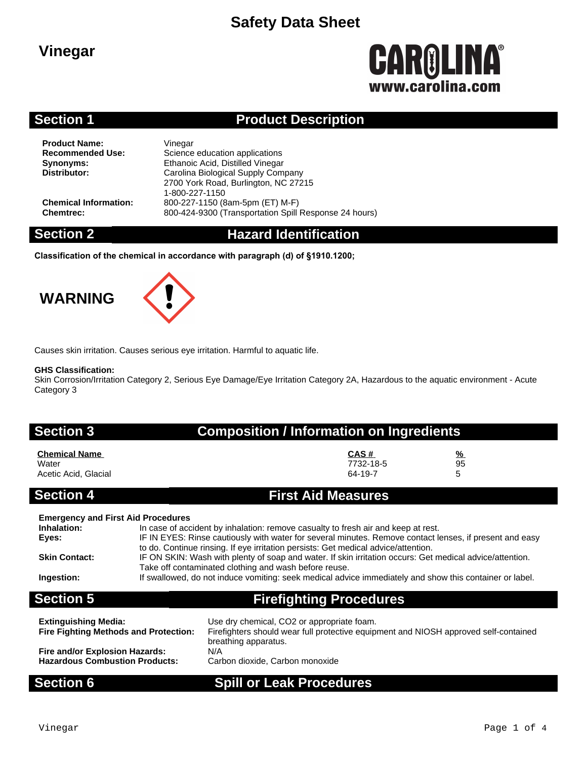# Safety Data Sheet

## Vinegar

CAROLINA®
www.carolina.com

## Section 1 Product Description

| | |
|---|---|
| **Product Name:** | Vinegar |
| **Recommended Use:** | Science education applications |
| **Synonyms:** | Ethanoic Acid, Distilled Vinegar |
| **Distributor:** | Carolina Biological Supply Company<br>2700 York Road, Burlington, NC 27215<br>1-800-227-1150 |
| **Chemical Information:** | 800-227-1150 (8am-5pm (ET) M-F) |
| **Chemtrec:** | 800-424-9300 (Transportation Spill Response 24 hours) |

## Section 2 Hazard Identification

**Classification of the chemical in accordance with paragraph (d) of §1910.1200;**

**WARNING**

Causes skin irritation. Causes serious eye irritation. Harmful to aquatic life.

**GHS Classification:**
Skin Corrosion/Irritation Category 2, Serious Eye Damage/Eye Irritation Category 2A, Hazardous to the aquatic environment - Acute Category 3

## Section 3 Composition / Information on Ingredients

| Chemical Name | CAS # | % |
|---|---|---|
| Water | 7732-18-5 | 95 |
| Acetic Acid, Glacial | 64-19-7 | 5 |

## Section 4 First Aid Measures

**Emergency and First Aid Procedures**

| | |
|---|---|
| **Inhalation:** | In case of accident by inhalation: remove casualty to fresh air and keep at rest. |
| **Eyes:** | IF IN EYES: Rinse cautiously with water for several minutes. Remove contact lenses, if present and easy to do. Continue rinsing. If eye irritation persists: Get medical advice/attention. |
| **Skin Contact:** | IF ON SKIN: Wash with plenty of soap and water. If skin irritation occurs: Get medical advice/attention. Take off contaminated clothing and wash before reuse. |
| **Ingestion:** | If swallowed, do not induce vomiting: seek medical advice immediately and show this container or label. |

## Section 5 Firefighting Procedures

| | |
|---|---|
| **Extinguishing Media:** | Use dry chemical, $CO_2$ or appropriate foam. |
| **Fire Fighting Methods and Protection:** | Firefighters should wear full protective equipment and NIOSH approved self-contained breathing apparatus. |
| **Fire and/or Explosion Hazards:** | N/A |
| **Hazardous Combustion Products:** | Carbon dioxide, Carbon monoxide |

## Section 6 Spill or Leak Procedures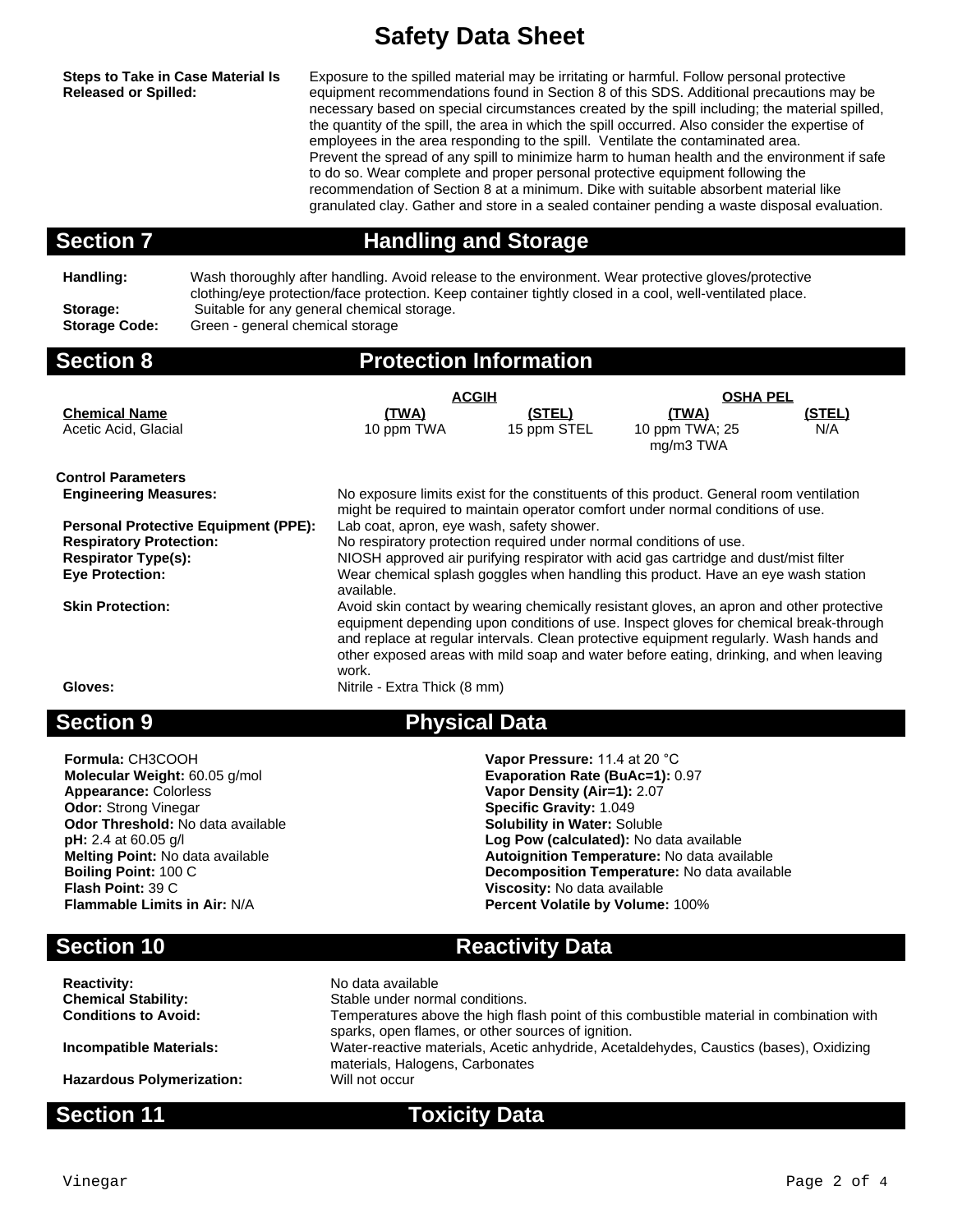# Safety Data Sheet

**Steps to Take in Case Material Is Released or Spilled:** Exposure to the spilled material may be irritating or harmful. Follow personal protective equipment recommendations found in Section 8 of this SDS. Additional precautions may be necessary based on special circumstances created by the spill including; the material spilled, the quantity of the spill, the area in which the spill occurred. Also consider the expertise of employees in the area responding to the spill. Ventilate the contaminated area.
Prevent the spread of any spill to minimize harm to human health and the environment if safe to do so. Wear complete and proper personal protective equipment following the recommendation of Section 8 at a minimum. Dike with suitable absorbent material like granulated clay. Gather and store in a sealed container pending a waste disposal evaluation.

## Section 7 Handling and Storage

**Handling:** Wash thoroughly after handling. Avoid release to the environment. Wear protective gloves/protective clothing/eye protection/face protection. Keep container tightly closed in a cool, well-ventilated place.
**Storage:** Suitable for any general chemical storage.
**Storage Code:** Green - general chemical storage

## Section 8 Protection Information

| | ACGIH | | OSHA PEL | |
|---|---|---|---|---|
| **Chemical Name** | **(TWA)** | **(STEL)** | **(TWA)** | **(STEL)** |
| Acetic Acid, Glacial | 10 ppm TWA | 15 ppm STEL | 10 ppm TWA; 25 mg/m3 TWA | N/A |

**Control Parameters**

**Engineering Measures:** No exposure limits exist for the constituents of this product. General room ventilation might be required to maintain operator comfort under normal conditions of use.
**Personal Protective Equipment (PPE):** Lab coat, apron, eye wash, safety shower.
**Respiratory Protection:** No respiratory protection required under normal conditions of use.
**Respirator Type(s):** NIOSH approved air purifying respirator with acid gas cartridge and dust/mist filter
**Eye Protection:** Wear chemical splash goggles when handling this product. Have an eye wash station available.
**Skin Protection:** Avoid skin contact by wearing chemically resistant gloves, an apron and other protective equipment depending upon conditions of use. Inspect gloves for chemical break-through and replace at regular intervals. Clean protective equipment regularly. Wash hands and other exposed areas with mild soap and water before eating, drinking, and when leaving work.
**Gloves:** Nitrile - Extra Thick (8 mm)

## Section 9 Physical Data

**Formula:** $CH_3COOH$
**Molecular Weight:** 60.05 g/mol
**Appearance:** Colorless
**Odor:** Strong Vinegar
**Odor Threshold:** No data available
**pH:** 2.4 at 60.05 g/l
**Melting Point:** No data available
**Boiling Point:** 100 C
**Flash Point:** 39 C
**Flammable Limits in Air:** N/A
**Vapor Pressure:** 11.4 at 20 °C
**Evaporation Rate (BuAc=1):** 0.97
**Vapor Density (Air=1):** 2.07
**Specific Gravity:** 1.049
**Solubility in Water:** Soluble
**Log Pow (calculated):** No data available
**Autoignition Temperature:** No data available
**Decomposition Temperature:** No data available
**Viscosity:** No data available
**Percent Volatile by Volume:** 100%

## Section 10 Reactivity Data

**Reactivity:** No data available
**Chemical Stability:** Stable under normal conditions.
**Conditions to Avoid:** Temperatures above the high flash point of this combustible material in combination with sparks, open flames, or other sources of ignition.
**Incompatible Materials:** Water-reactive materials, Acetic anhydride, Acetaldehydes, Caustics (bases), Oxidizing materials, Halogens, Carbonates
**Hazardous Polymerization:** Will not occur

## Section 11 Toxicity Data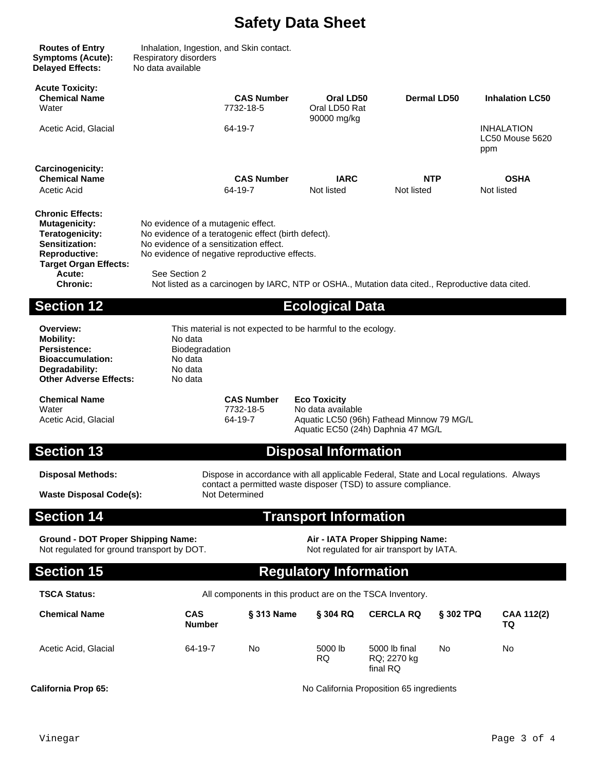# Safety Data Sheet

**Routes of Entry** Inhalation, Ingestion, and Skin contact.
**Symptoms (Acute):** Respiratory disorders
**Delayed Effects:** No data available

**Acute Toxicity:**

| Chemical Name | CAS Number | Oral LD50 | Dermal LD50 | Inhalation LC50 |
|---|---|---|---|---|
| Water | 7732-18-5 | Oral LD50 Rat 90000 mg/kg | | |
| Acetic Acid, Glacial | 64-19-7 | | | INHALATION LC50 Mouse 5620 ppm |

**Carcinogenicity:**

| Chemical Name | CAS Number | IARC | NTP | OSHA |
|---|---|---|---|---|
| Acetic Acid | 64-19-7 | Not listed | Not listed | Not listed |

**Chronic Effects:**

**Mutagenicity:** No evidence of a mutagenic effect.
**Teratogenicity:** No evidence of a teratogenic effect (birth defect).
**Sensitization:** No evidence of a sensitization effect.
**Reproductive:** No evidence of negative reproductive effects.
**Target Organ Effects:**
**Acute:** See Section 2
**Chronic:** Not listed as a carcinogen by IARC, NTP or OSHA., Mutation data cited., Reproductive data cited.

## Section 12 Ecological Data

**Overview:** This material is not expected to be harmful to the ecology.
**Mobility:** No data
**Persistence:** Biodegradation
**Bioaccumulation:** No data
**Degradability:** No data
**Other Adverse Effects:** No data

| Chemical Name | CAS Number | Eco Toxicity |
|---|---|---|
| Water | 7732-18-5 | No data available |
| Acetic Acid, Glacial | 64-19-7 | Aquatic LC50 (96h) Fathead Minnow 79 MG/L<br>Aquatic EC50 (24h) Daphnia 47 MG/L |

## Section 13 Disposal Information

**Disposal Methods:** Dispose in accordance with all applicable Federal, State and Local regulations. Always contact a permitted waste disposer (TSD) to assure compliance.
**Waste Disposal Code(s):** Not Determined

## Section 14 Transport Information

**Ground - DOT Proper Shipping Name:**
Not regulated for ground transport by DOT.

**Air - IATA Proper Shipping Name:**
Not regulated for air transport by IATA.

## Section 15 Regulatory Information

**TSCA Status:** All components in this product are on the TSCA Inventory.

| Chemical Name | CAS Number | § 313 Name | § 304 RQ | CERCLA RQ | § 302 TPQ | CAA 112(2) TQ |
|---|---|---|---|---|---|---|
| Acetic Acid, Glacial | 64-19-7 | No | 5000 lb RQ | 5000 lb final RQ; 2270 kg final RQ | No | No |

**California Prop 65:** No California Proposition 65 ingredients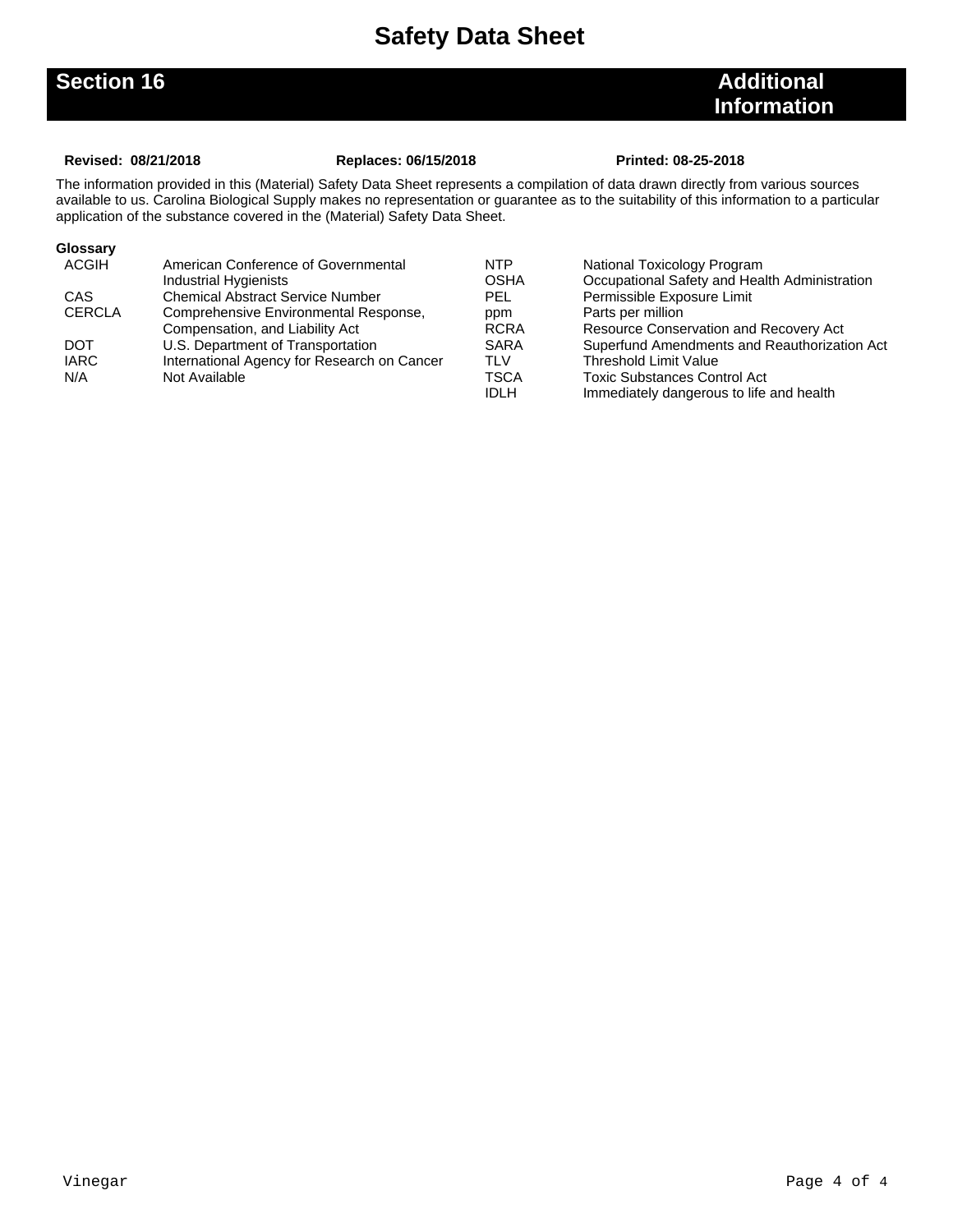# Safety Data Sheet

## Section 16 — Additional Information

**Revised: 08/21/2018** **Replaces: 06/15/2018** **Printed: 08-25-2018**

The information provided in this (Material) Safety Data Sheet represents a compilation of data drawn directly from various sources available to us. Carolina Biological Supply makes no representation or guarantee as to the suitability of this information to a particular application of the substance covered in the (Material) Safety Data Sheet.

**Glossary**

| | | | |
|---|---|---|---|
| ACGIH | American Conference of Governmental Industrial Hygienists | NTP | National Toxicology Program |
| | | OSHA | Occupational Safety and Health Administration |
| CAS | Chemical Abstract Service Number | PEL | Permissible Exposure Limit |
| CERCLA | Comprehensive Environmental Response, Compensation, and Liability Act | ppm | Parts per million |
| | | RCRA | Resource Conservation and Recovery Act |
| DOT | U.S. Department of Transportation | SARA | Superfund Amendments and Reauthorization Act |
| IARC | International Agency for Research on Cancer | TLV | Threshold Limit Value |
| N/A | Not Available | TSCA | Toxic Substances Control Act |
| | | IDLH | Immediately dangerous to life and health |